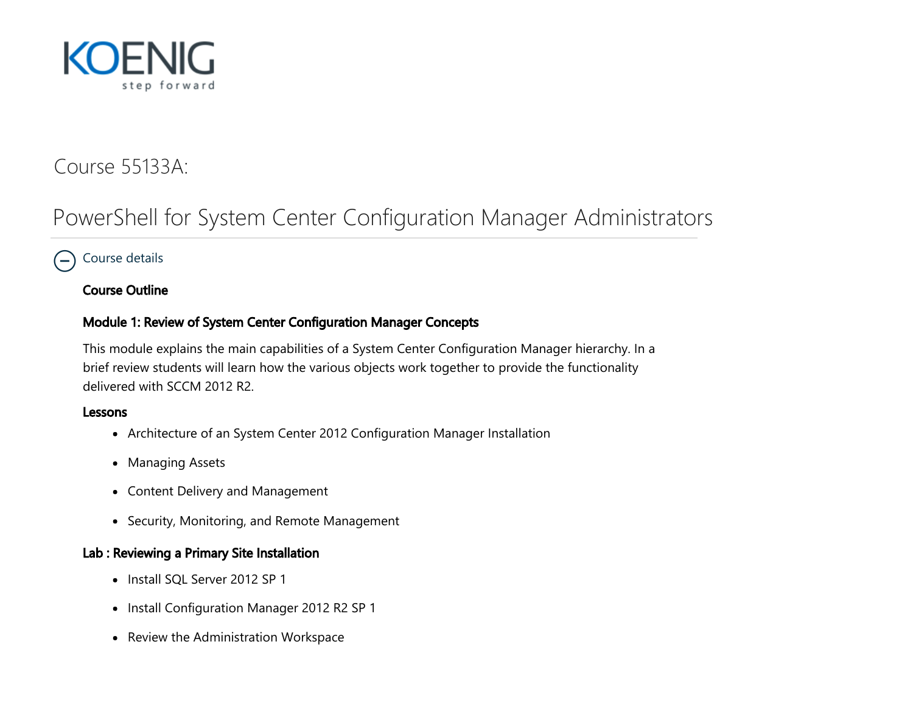KOENIG
step forward

# Course 55133A:

# PowerShell for System Center Configuration Manager Administrators

Course details

**Course Outline**

### Module 1: Review of System Center Configuration Manager Concepts

This module explains the main capabilities of a System Center Configuration Manager hierarchy. In a brief review students will learn how the various objects work together to provide the functionality delivered with SCCM 2012 R2.

**Lessons**

- Architecture of an System Center 2012 Configuration Manager Installation
- Managing Assets
- Content Delivery and Management
- Security, Monitoring, and Remote Management

**Lab : Reviewing a Primary Site Installation**

- Install SQL Server 2012 SP 1
- Install Configuration Manager 2012 R2 SP 1
- Review the Administration Workspace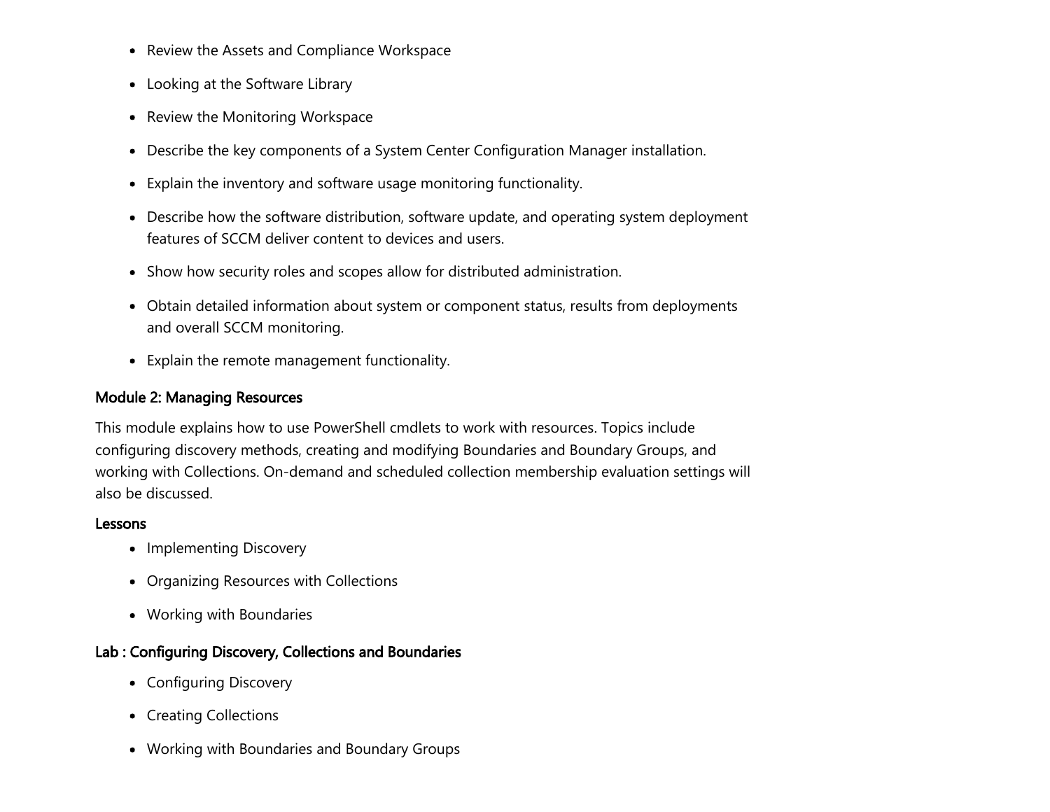- Review the Assets and Compliance Workspace
- Looking at the Software Library
- Review the Monitoring Workspace
- Describe the key components of a System Center Configuration Manager installation.
- Explain the inventory and software usage monitoring functionality.
- Describe how the software distribution, software update, and operating system deployment features of SCCM deliver content to devices and users.
- Show how security roles and scopes allow for distributed administration.
- Obtain detailed information about system or component status, results from deployments and overall SCCM monitoring.
- Explain the remote management functionality.

### Module 2: Managing Resources

This module explains how to use PowerShell cmdlets to work with resources. Topics include configuring discovery methods, creating and modifying Boundaries and Boundary Groups, and working with Collections. On-demand and scheduled collection membership evaluation settings will also be discussed.

#### Lessons

- Implementing Discovery
- Organizing Resources with Collections
- Working with Boundaries

#### Lab : Configuring Discovery, Collections and Boundaries

- Configuring Discovery
- Creating Collections
- Working with Boundaries and Boundary Groups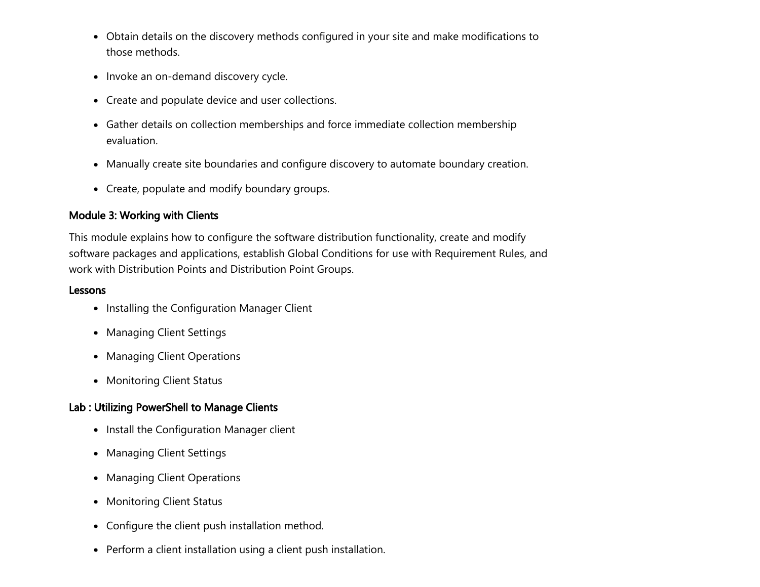- Obtain details on the discovery methods configured in your site and make modifications to those methods.
- Invoke an on-demand discovery cycle.
- Create and populate device and user collections.
- Gather details on collection memberships and force immediate collection membership evaluation.
- Manually create site boundaries and configure discovery to automate boundary creation.
- Create, populate and modify boundary groups.

### Module 3: Working with Clients

This module explains how to configure the software distribution functionality, create and modify software packages and applications, establish Global Conditions for use with Requirement Rules, and work with Distribution Points and Distribution Point Groups.

#### Lessons

- Installing the Configuration Manager Client
- Managing Client Settings
- Managing Client Operations
- Monitoring Client Status

#### Lab : Utilizing PowerShell to Manage Clients

- Install the Configuration Manager client
- Managing Client Settings
- Managing Client Operations
- Monitoring Client Status
- Configure the client push installation method.
- Perform a client installation using a client push installation.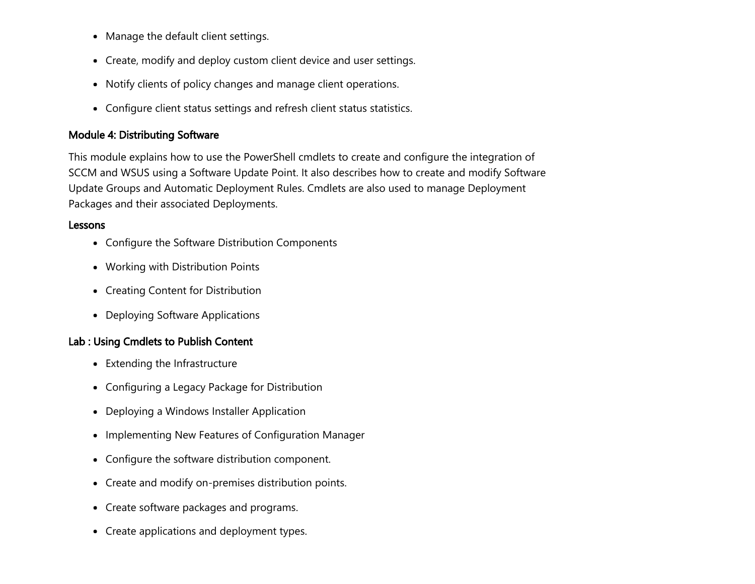- Manage the default client settings.
- Create, modify and deploy custom client device and user settings.
- Notify clients of policy changes and manage client operations.
- Configure client status settings and refresh client status statistics.

### Module 4: Distributing Software

This module explains how to use the PowerShell cmdlets to create and configure the integration of SCCM and WSUS using a Software Update Point. It also describes how to create and modify Software Update Groups and Automatic Deployment Rules. Cmdlets are also used to manage Deployment Packages and their associated Deployments.

#### Lessons

- Configure the Software Distribution Components
- Working with Distribution Points
- Creating Content for Distribution
- Deploying Software Applications

#### Lab : Using Cmdlets to Publish Content

- Extending the Infrastructure
- Configuring a Legacy Package for Distribution
- Deploying a Windows Installer Application
- Implementing New Features of Configuration Manager
- Configure the software distribution component.
- Create and modify on-premises distribution points.
- Create software packages and programs.
- Create applications and deployment types.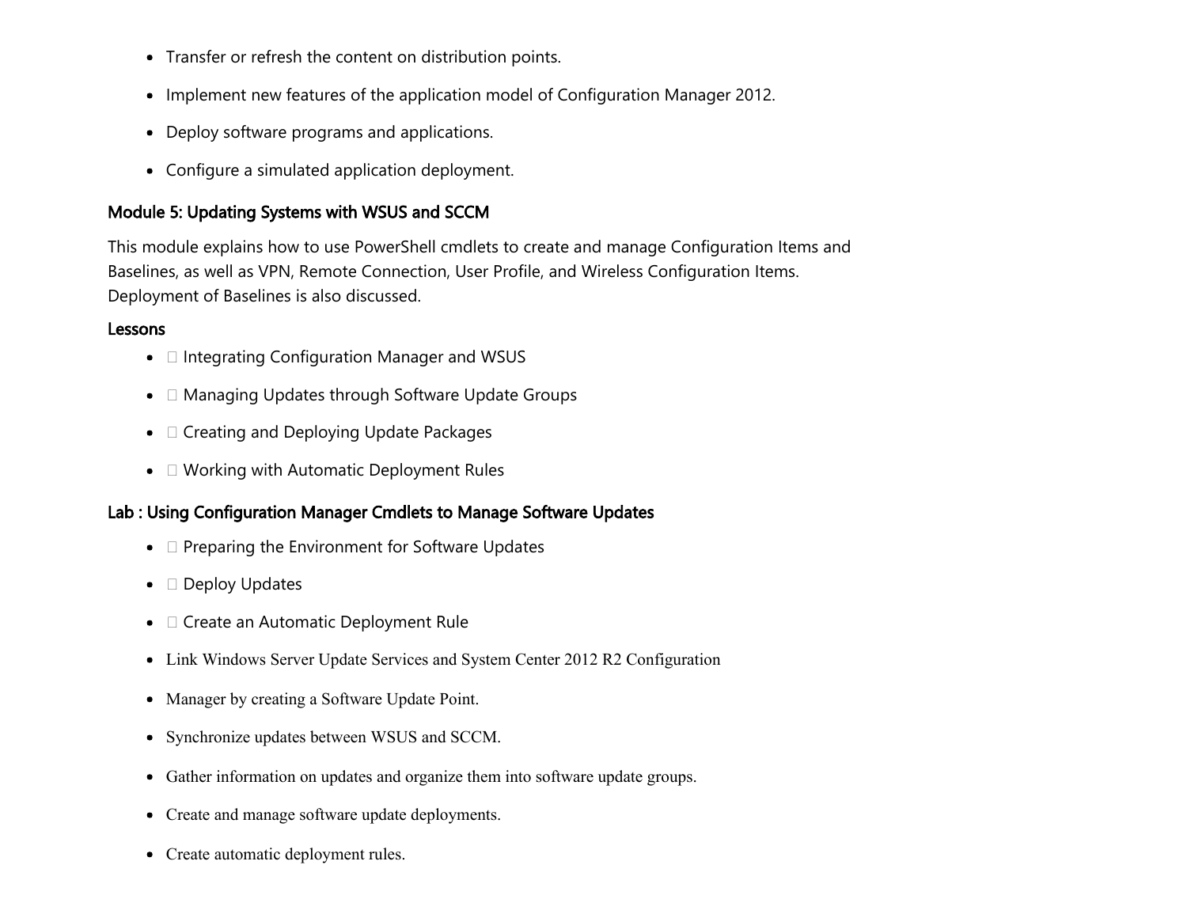- Transfer or refresh the content on distribution points.
- Implement new features of the application model of Configuration Manager 2012.
- Deploy software programs and applications.
- Configure a simulated application deployment.

### Module 5: Updating Systems with WSUS and SCCM

This module explains how to use PowerShell cmdlets to create and manage Configuration Items and Baselines, as well as VPN, Remote Connection, User Profile, and Wireless Configuration Items. Deployment of Baselines is also discussed.

#### Lessons

- Integrating Configuration Manager and WSUS
- Managing Updates through Software Update Groups
- Creating and Deploying Update Packages
- Working with Automatic Deployment Rules

### Lab : Using Configuration Manager Cmdlets to Manage Software Updates

- Preparing the Environment for Software Updates
- Deploy Updates
- Create an Automatic Deployment Rule
- Link Windows Server Update Services and System Center 2012 R2 Configuration
- Manager by creating a Software Update Point.
- Synchronize updates between WSUS and SCCM.
- Gather information on updates and organize them into software update groups.
- Create and manage software update deployments.
- Create automatic deployment rules.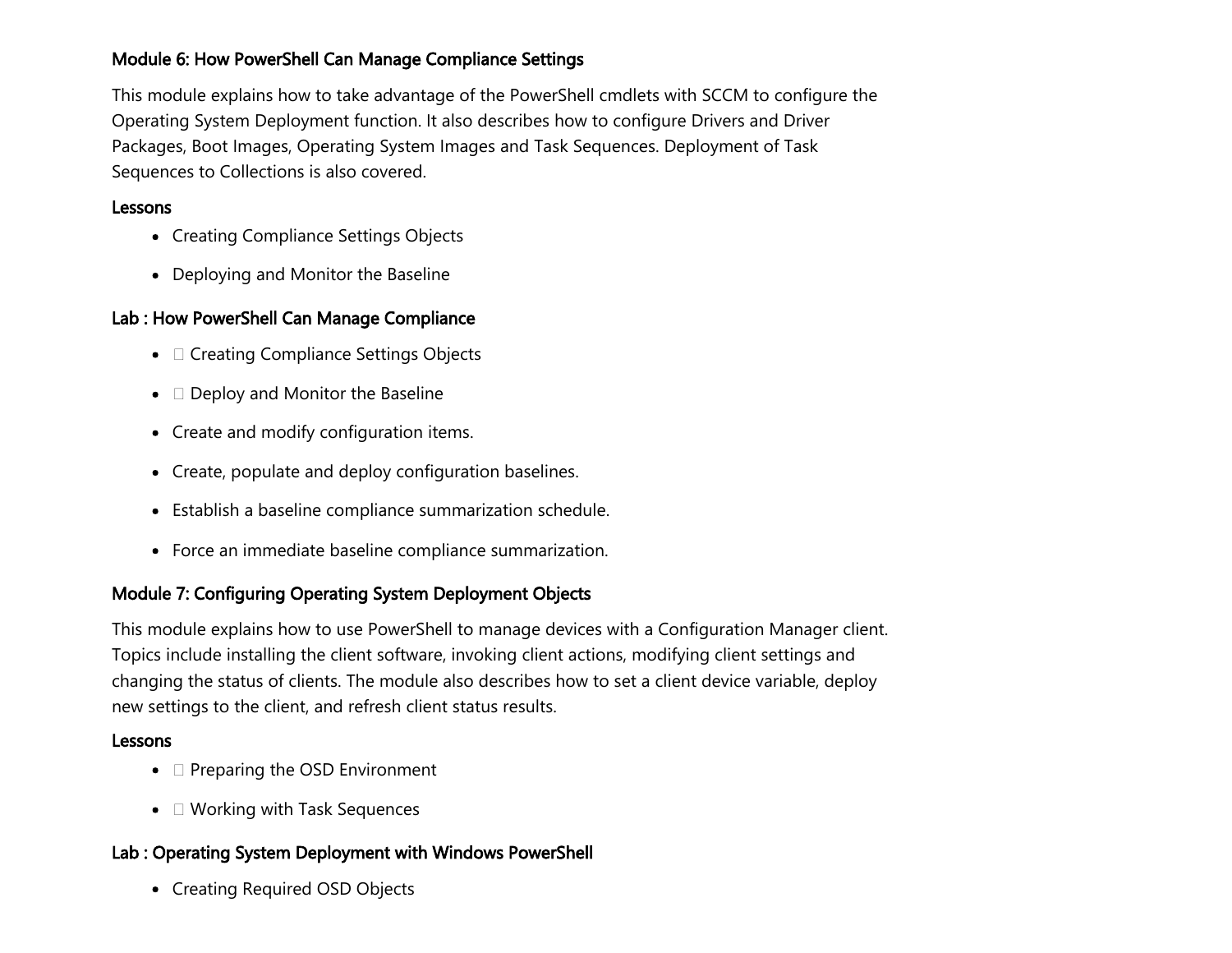### Module 6: How PowerShell Can Manage Compliance Settings

This module explains how to take advantage of the PowerShell cmdlets with SCCM to configure the Operating System Deployment function. It also describes how to configure Drivers and Driver Packages, Boot Images, Operating System Images and Task Sequences. Deployment of Task Sequences to Collections is also covered.

#### Lessons

- Creating Compliance Settings Objects
- Deploying and Monitor the Baseline

#### Lab : How PowerShell Can Manage Compliance

- Creating Compliance Settings Objects
- Deploy and Monitor the Baseline
- Create and modify configuration items.
- Create, populate and deploy configuration baselines.
- Establish a baseline compliance summarization schedule.
- Force an immediate baseline compliance summarization.

### Module 7: Configuring Operating System Deployment Objects

This module explains how to use PowerShell to manage devices with a Configuration Manager client. Topics include installing the client software, invoking client actions, modifying client settings and changing the status of clients. The module also describes how to set a client device variable, deploy new settings to the client, and refresh client status results.

#### Lessons

- Preparing the OSD Environment
- Working with Task Sequences

#### Lab : Operating System Deployment with Windows PowerShell

- Creating Required OSD Objects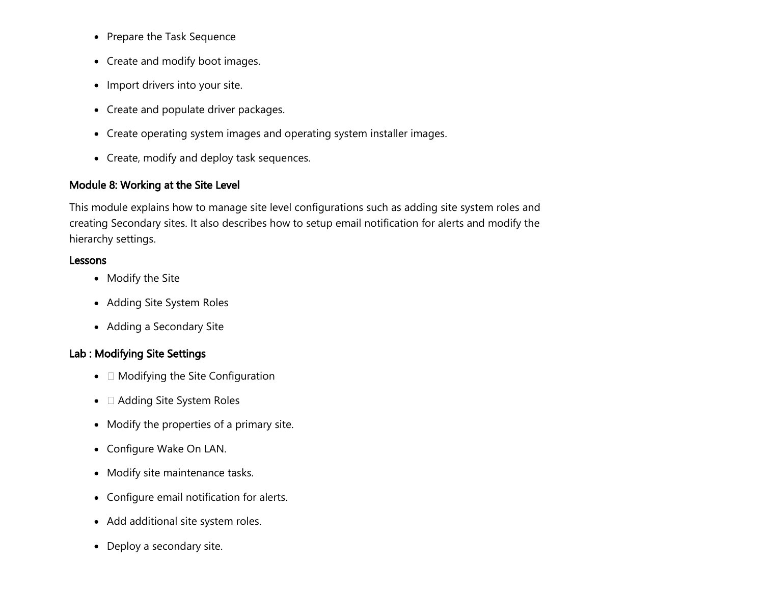- Prepare the Task Sequence
- Create and modify boot images.
- Import drivers into your site.
- Create and populate driver packages.
- Create operating system images and operating system installer images.
- Create, modify and deploy task sequences.

### Module 8: Working at the Site Level

This module explains how to manage site level configurations such as adding site system roles and creating Secondary sites. It also describes how to setup email notification for alerts and modify the hierarchy settings.

#### Lessons

- Modify the Site
- Adding Site System Roles
- Adding a Secondary Site

### Lab : Modifying Site Settings

-  Modifying the Site Configuration
-  Adding Site System Roles
- Modify the properties of a primary site.
- Configure Wake On LAN.
- Modify site maintenance tasks.
- Configure email notification for alerts.
- Add additional site system roles.
- Deploy a secondary site.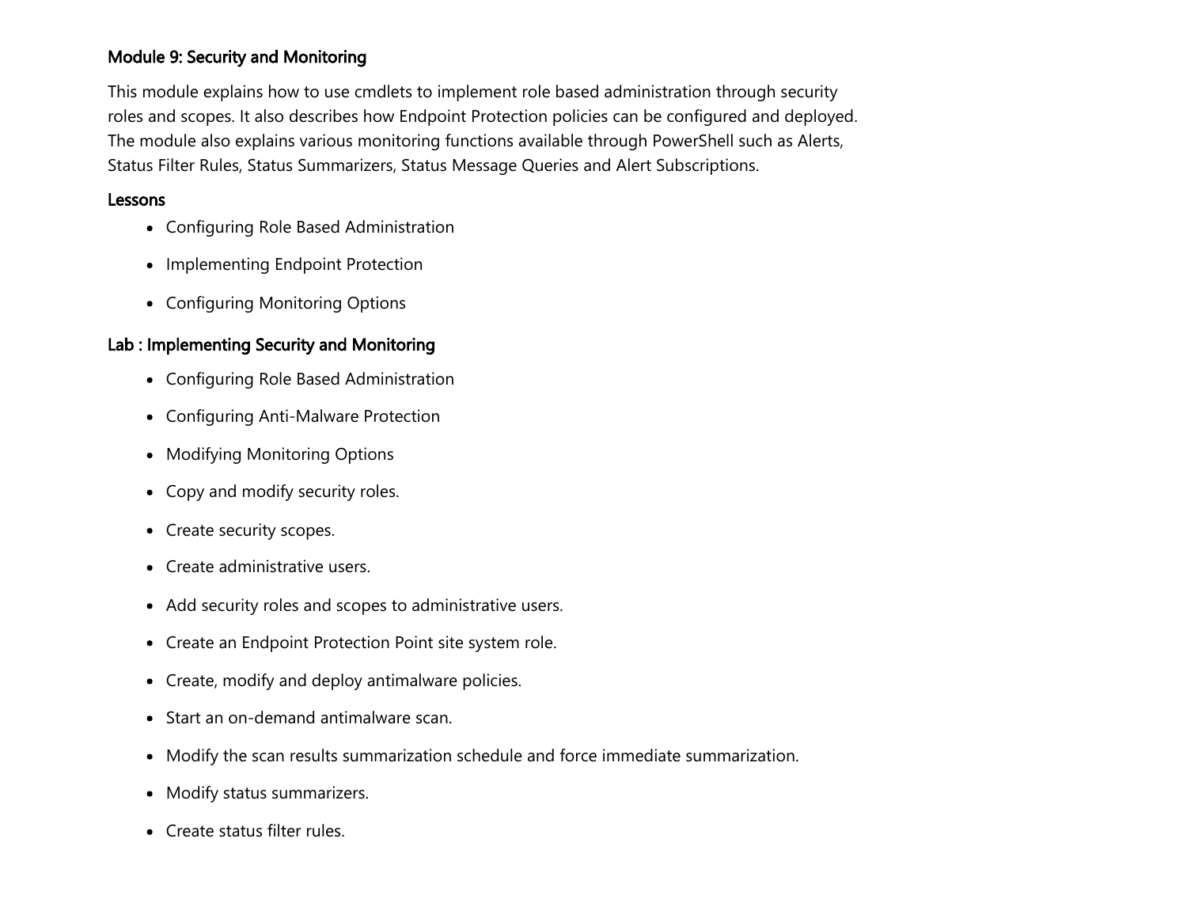### Module 9: Security and Monitoring

This module explains how to use cmdlets to implement role based administration through security roles and scopes. It also describes how Endpoint Protection policies can be configured and deployed. The module also explains various monitoring functions available through PowerShell such as Alerts, Status Filter Rules, Status Summarizers, Status Message Queries and Alert Subscriptions.

#### Lessons

- Configuring Role Based Administration
- Implementing Endpoint Protection
- Configuring Monitoring Options

#### Lab : Implementing Security and Monitoring

- Configuring Role Based Administration
- Configuring Anti-Malware Protection
- Modifying Monitoring Options
- Copy and modify security roles.
- Create security scopes.
- Create administrative users.
- Add security roles and scopes to administrative users.
- Create an Endpoint Protection Point site system role.
- Create, modify and deploy antimalware policies.
- Start an on-demand antimalware scan.
- Modify the scan results summarization schedule and force immediate summarization.
- Modify status summarizers.
- Create status filter rules.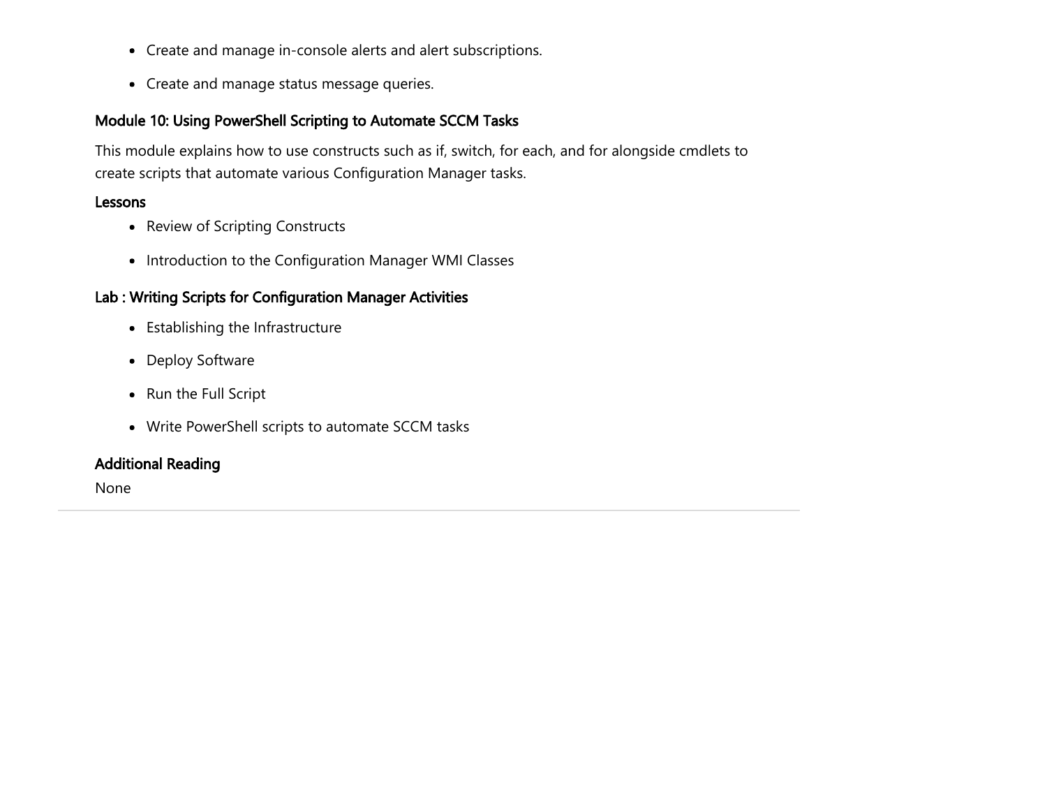- Create and manage in-console alerts and alert subscriptions.
- Create and manage status message queries.

### Module 10: Using PowerShell Scripting to Automate SCCM Tasks

This module explains how to use constructs such as if, switch, for each, and for alongside cmdlets to create scripts that automate various Configuration Manager tasks.

#### Lessons

- Review of Scripting Constructs
- Introduction to the Configuration Manager WMI Classes

#### Lab : Writing Scripts for Configuration Manager Activities

- Establishing the Infrastructure
- Deploy Software
- Run the Full Script
- Write PowerShell scripts to automate SCCM tasks

#### Additional Reading

None